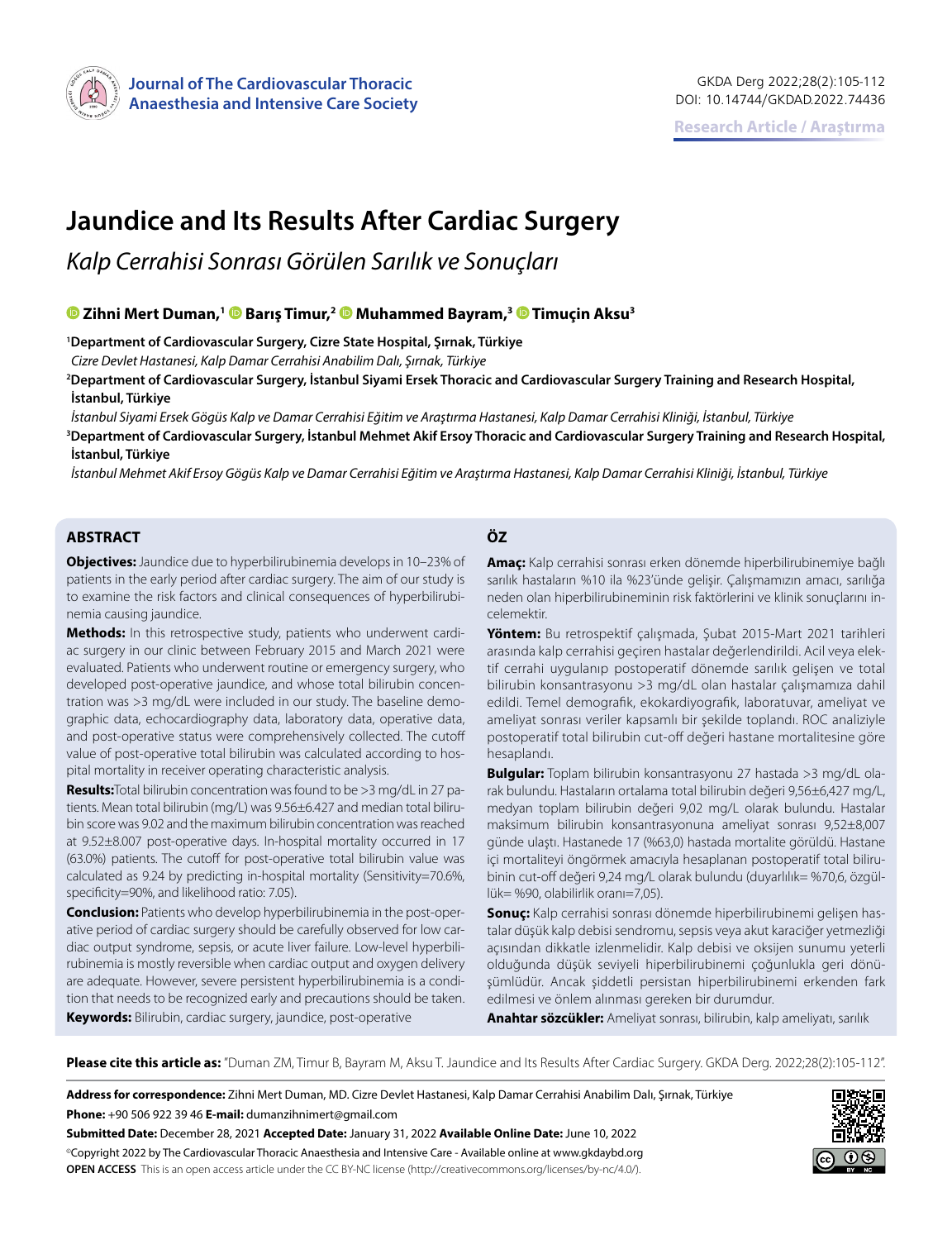# Jaundice and Its Results After Cardiac Surgery

*Kalp Cerrahisi Sonrası Görülen Sarılık ve Sonuçları*

**Zihni Mert Duman,[1] Barış Timur,[2] Muhammed Bayram,[3] Timuçin Aksu[3]**

[1]**Department of Cardiovascular Surgery, Cizre State Hospital, Şırnak, Türkiye**
*Cizre Devlet Hastanesi, Kalp Damar Cerrahisi Anabilim Dalı, Şırnak, Türkiye*

[2]**Department of Cardiovascular Surgery, İstanbul Siyami Ersek Thoracic and Cardiovascular Surgery Training and Research Hospital, İstanbul, Türkiye**
*İstanbul Siyami Ersek Göğüs Kalp ve Damar Cerrahisi Eğitim ve Araştırma Hastanesi, Kalp Damar Cerrahisi Kliniği, İstanbul, Türkiye*

[3]**Department of Cardiovascular Surgery, İstanbul Mehmet Akif Ersoy Thoracic and Cardiovascular Surgery Training and Research Hospital, İstanbul, Türkiye**
*İstanbul Mehmet Akif Ersoy Göğüs Kalp ve Damar Cerrahisi Eğitim ve Araştırma Hastanesi, Kalp Damar Cerrahisi Kliniği, İstanbul, Türkiye*

## ABSTRACT

**Objectives:** Jaundice due to hyperbilirubinemia develops in 10–23% of patients in the early period after cardiac surgery. The aim of our study is to examine the risk factors and clinical consequences of hyperbilirubinemia causing jaundice.

**Methods:** In this retrospective study, patients who underwent cardiac surgery in our clinic between February 2015 and March 2021 were evaluated. Patients who underwent routine or emergency surgery, who developed post-operative jaundice, and whose total bilirubin concentration was >3 mg/dL were included in our study. The baseline demographic data, echocardiography data, laboratory data, operative data, and post-operative status were comprehensively collected. The cutoff value of post-operative total bilirubin was calculated according to hospital mortality in receiver operating characteristic analysis.

**Results:** Total bilirubin concentration was found to be >3 mg/dL in 27 patients. Mean total bilirubin (mg/L) was 9.56±6.427 and median total bilirubin score was 9.02 and the maximum bilirubin concentration was reached at 9.52±8.007 post-operative days. In-hospital mortality occurred in 17 (63.0%) patients. The cutoff for post-operative total bilirubin value was calculated as 9.24 by predicting in-hospital mortality (Sensitivity=70.6%, specificity=90%, and likelihood ratio: 7.05).

**Conclusion:** Patients who develop hyperbilirubinemia in the post-operative period of cardiac surgery should be carefully observed for low cardiac output syndrome, sepsis, or acute liver failure. Low-level hyperbilirubinemia is mostly reversible when cardiac output and oxygen delivery are adequate. However, severe persistent hyperbilirubinemia is a condition that needs to be recognized early and precautions should be taken.

**Keywords:** Bilirubin, cardiac surgery, jaundice, post-operative

## ÖZ

**Amaç:** Kalp cerrahisi sonrası erken dönemde hiperbilirubinemiye bağlı sarılık hastaların %10 ila %23'ünde gelişir. Çalışmamızın amacı, sarılığa neden olan hiperbilirubineminin risk faktörlerini ve klinik sonuçlarını incelemektir.

**Yöntem:** Bu retrospektif çalışmada, Şubat 2015-Mart 2021 tarihleri arasında kalp cerrahisi geçiren hastalar değerlendirildi. Acil veya elektif cerrahi uygulanıp postoperatif dönemde sarılık gelişen ve total bilirubin konsantrasyonu >3 mg/dL olan hastalar çalışmamıza dahil edildi. Temel demografik, ekokardiyografik, laboratuvar, ameliyat ve ameliyat sonrası veriler kapsamlı bir şekilde toplandı. ROC analiziyle postoperatif total bilirubin cut-off değeri hastane mortalitesine göre hesaplandı.

**Bulgular:** Toplam bilirubin konsantrasyonu 27 hastada >3 mg/dL olarak bulundu. Hastaların ortalama total bilirubin değeri 9,56±6,427 mg/L, medyan toplam bilirubin değeri 9,02 mg/L olarak bulundu. Hastalar maksimum bilirubin konsantrasyonuna ameliyat sonrası 9,52±8,007 günde ulaştı. Hastanede 17 (%63,0) hastada mortalite görüldü. Hastane içi mortaliteyi öngörmek amacıyla hesaplanan postoperatif total bilirubinin cut-off değeri 9,24 mg/L olarak bulundu (duyarlılık= %70,6, özgüllük= %90, olabilirlik oranı=7,05).

**Sonuç:** Kalp cerrahisi sonrası dönemde hiperbilirubinemi gelişen hastalar düşük kalp debisi sendromu, sepsis veya akut karaciğer yetmezliği açısından dikkatle izlenmelidir. Kalp debisi ve oksijen sunumu yeterli olduğunda düşük seviyeli hiperbilirubinemi çoğunlukla geri dönüşümlüdür. Ancak şiddetli persistan hiperbilirubinemi erkenden fark edilmesi ve önlem alınması gereken bir durumdur.

**Anahtar sözcükler:** Ameliyat sonrası, bilirubin, kalp ameliyatı, sarılık

**Please cite this article as:** "Duman ZM, Timur B, Bayram M, Aksu T. Jaundice and Its Results After Cardiac Surgery. GKDA Derg. 2022;28(2):105-112".

**Address for correspondence:** Zihni Mert Duman, MD. Cizre Devlet Hastanesi, Kalp Damar Cerrahisi Anabilim Dalı, Şırnak, Türkiye
**Phone:** +90 506 922 39 46 **E-mail:** dumanzihnimert@gmail.com
**Submitted Date:** December 28, 2021 **Accepted Date:** January 31, 2022 **Available Online Date:** June 10, 2022
©Copyright 2022 by The Cardiovascular Thoracic Anaesthesia and Intensive Care - Available online at www.gkdaybd.org
**OPEN ACCESS** This is an open access article under the CC BY-NC license (http://creativecommons.org/licenses/by-nc/4.0/).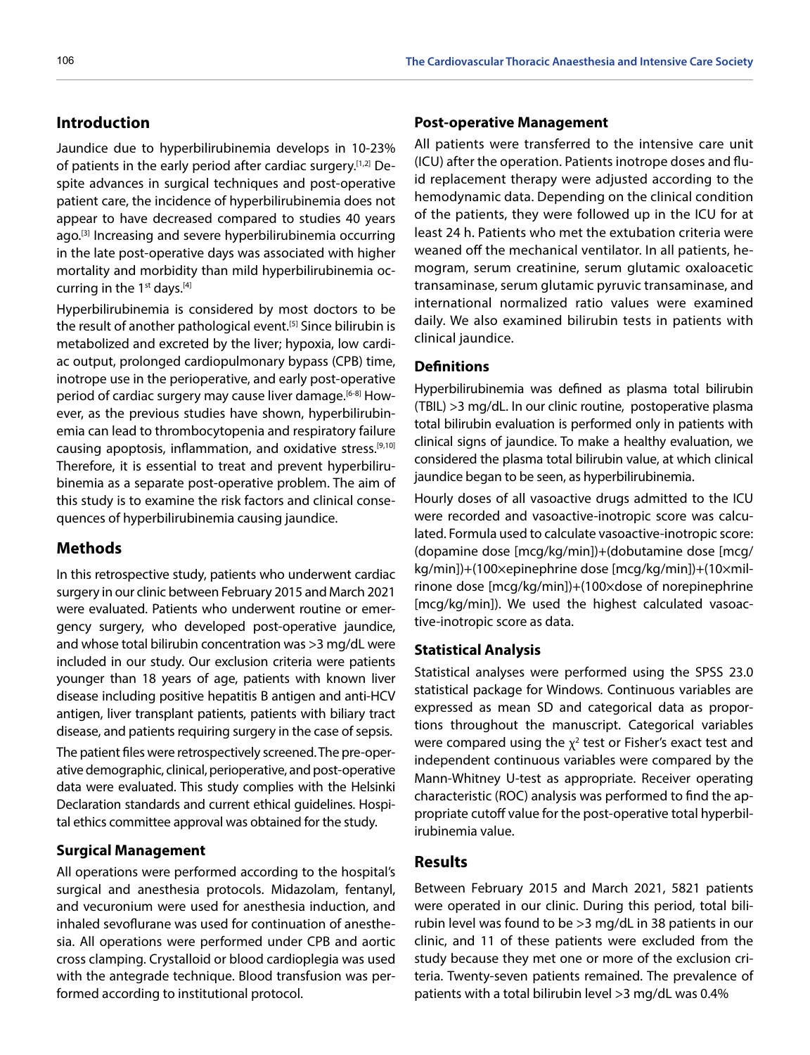## Introduction

Jaundice due to hyperbilirubinemia develops in 10-23% of patients in the early period after cardiac surgery.[1,2] Despite advances in surgical techniques and post-operative patient care, the incidence of hyperbilirubinemia does not appear to have decreased compared to studies 40 years ago.[3] Increasing and severe hyperbilirubinemia occurring in the late post-operative days was associated with higher mortality and morbidity than mild hyperbilirubinemia occurring in the 1st days.[4]

Hyperbilirubinemia is considered by most doctors to be the result of another pathological event.[5] Since bilirubin is metabolized and excreted by the liver; hypoxia, low cardiac output, prolonged cardiopulmonary bypass (CPB) time, inotrope use in the perioperative, and early post-operative period of cardiac surgery may cause liver damage.[6-8] However, as the previous studies have shown, hyperbilirubinemia can lead to thrombocytopenia and respiratory failure causing apoptosis, inflammation, and oxidative stress.[9,10] Therefore, it is essential to treat and prevent hyperbilirubinemia as a separate post-operative problem. The aim of this study is to examine the risk factors and clinical consequences of hyperbilirubinemia causing jaundice.

## Methods

In this retrospective study, patients who underwent cardiac surgery in our clinic between February 2015 and March 2021 were evaluated. Patients who underwent routine or emergency surgery, who developed post-operative jaundice, and whose total bilirubin concentration was >3 mg/dL were included in our study. Our exclusion criteria were patients younger than 18 years of age, patients with known liver disease including positive hepatitis B antigen and anti-HCV antigen, liver transplant patients, patients with biliary tract disease, and patients requiring surgery in the case of sepsis.

The patient files were retrospectively screened. The pre-operative demographic, clinical, perioperative, and post-operative data were evaluated. This study complies with the Helsinki Declaration standards and current ethical guidelines. Hospital ethics committee approval was obtained for the study.

### Surgical Management

All operations were performed according to the hospital's surgical and anesthesia protocols. Midazolam, fentanyl, and vecuronium were used for anesthesia induction, and inhaled sevoflurane was used for continuation of anesthesia. All operations were performed under CPB and aortic cross clamping. Crystalloid or blood cardioplegia was used with the antegrade technique. Blood transfusion was performed according to institutional protocol.

### Post-operative Management

All patients were transferred to the intensive care unit (ICU) after the operation. Patients inotrope doses and fluid replacement therapy were adjusted according to the hemodynamic data. Depending on the clinical condition of the patients, they were followed up in the ICU for at least 24 h. Patients who met the extubation criteria were weaned off the mechanical ventilator. In all patients, hemogram, serum creatinine, serum glutamic oxaloacetic transaminase, serum glutamic pyruvic transaminase, and international normalized ratio values were examined daily. We also examined bilirubin tests in patients with clinical jaundice.

### Definitions

Hyperbilirubinemia was defined as plasma total bilirubin (TBIL) >3 mg/dL. In our clinic routine, postoperative plasma total bilirubin evaluation is performed only in patients with clinical signs of jaundice. To make a healthy evaluation, we considered the plasma total bilirubin value, at which clinical jaundice began to be seen, as hyperbilirubinemia.

Hourly doses of all vasoactive drugs admitted to the ICU were recorded and vasoactive-inotropic score was calculated. Formula used to calculate vasoactive-inotropic score: (dopamine dose [mcg/kg/min])+(dobutamine dose [mcg/kg/min])+(100×epinephrine dose [mcg/kg/min])+(10×milrinone dose [mcg/kg/min])+(100×dose of norepinephrine [mcg/kg/min]). We used the highest calculated vasoactive-inotropic score as data.

### Statistical Analysis

Statistical analyses were performed using the SPSS 23.0 statistical package for Windows. Continuous variables are expressed as mean SD and categorical data as proportions throughout the manuscript. Categorical variables were compared using the $\chi^2$ test or Fisher's exact test and independent continuous variables were compared by the Mann-Whitney U-test as appropriate. Receiver operating characteristic (ROC) analysis was performed to find the appropriate cutoff value for the post-operative total hyperbilirubinemia value.

## Results

Between February 2015 and March 2021, 5821 patients were operated in our clinic. During this period, total bilirubin level was found to be >3 mg/dL in 38 patients in our clinic, and 11 of these patients were excluded from the study because they met one or more of the exclusion criteria. Twenty-seven patients remained. The prevalence of patients with a total bilirubin level >3 mg/dL was 0.4%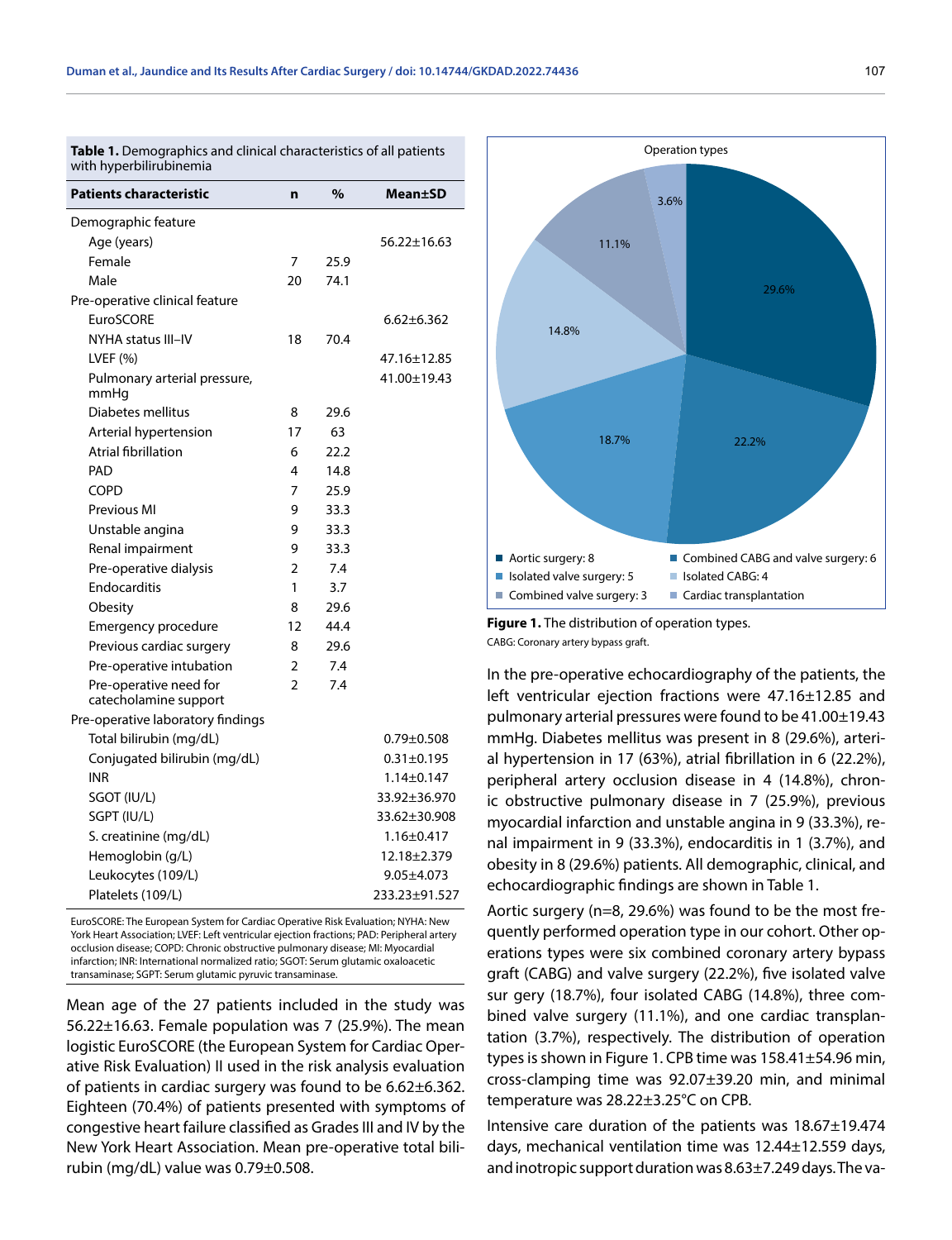**Table 1.** Demographics and clinical characteristics of all patients with hyperbilirubinemia

| Patients characteristic | n | % | Mean±SD |
|---|---|---|---|
| Demographic feature | | | |
| Age (years) | | | 56.22±16.63 |
| Female | 7 | 25.9 | |
| Male | 20 | 74.1 | |
| Pre-operative clinical feature | | | |
| EuroSCORE | | | 6.62±6.362 |
| NYHA status III–IV | 18 | 70.4 | |
| LVEF (%) | | | 47.16±12.85 |
| Pulmonary arterial pressure, mmHg | | | 41.00±19.43 |
| Diabetes mellitus | 8 | 29.6 | |
| Arterial hypertension | 17 | 63 | |
| Atrial fibrillation | 6 | 22.2 | |
| PAD | 4 | 14.8 | |
| COPD | 7 | 25.9 | |
| Previous MI | 9 | 33.3 | |
| Unstable angina | 9 | 33.3 | |
| Renal impairment | 9 | 33.3 | |
| Pre-operative dialysis | 2 | 7.4 | |
| Endocarditis | 1 | 3.7 | |
| Obesity | 8 | 29.6 | |
| Emergency procedure | 12 | 44.4 | |
| Previous cardiac surgery | 8 | 29.6 | |
| Pre-operative intubation | 2 | 7.4 | |
| Pre-operative need for catecholamine support | 2 | 7.4 | |
| Pre-operative laboratory findings | | | |
| Total bilirubin (mg/dL) | | | 0.79±0.508 |
| Conjugated bilirubin (mg/dL) | | | 0.31±0.195 |
| INR | | | 1.14±0.147 |
| SGOT (IU/L) | | | 33.92±36.970 |
| SGPT (IU/L) | | | 33.62±30.908 |
| S. creatinine (mg/dL) | | | 1.16±0.417 |
| Hemoglobin (g/L) | | | 12.18±2.379 |
| Leukocytes (109/L) | | | 9.05±4.073 |
| Platelets (109/L) | | | 233.23±91.527 |

EuroSCORE: The European System for Cardiac Operative Risk Evaluation; NYHA: New York Heart Association; LVEF: Left ventricular ejection fractions; PAD: Peripheral artery occlusion disease; COPD: Chronic obstructive pulmonary disease; MI: Myocardial infarction; INR: International normalized ratio; SGOT: Serum glutamic oxaloacetic transaminase; SGPT: Serum glutamic pyruvic transaminase.

Mean age of the 27 patients included in the study was 56.22±16.63. Female population was 7 (25.9%). The mean logistic EuroSCORE (the European System for Cardiac Operative Risk Evaluation) II used in the risk analysis evaluation of patients in cardiac surgery was found to be 6.62±6.362. Eighteen (70.4%) of patients presented with symptoms of congestive heart failure classified as Grades III and IV by the New York Heart Association. Mean pre-operative total bilirubin (mg/dL) value was 0.79±0.508.

**Figure 1.** The distribution of operation types.

CABG: Coronary artery bypass graft.

In the pre-operative echocardiography of the patients, the left ventricular ejection fractions were 47.16±12.85 and pulmonary arterial pressures were found to be 41.00±19.43 mmHg. Diabetes mellitus was present in 8 (29.6%), arterial hypertension in 17 (63%), atrial fibrillation in 6 (22.2%), peripheral artery occlusion disease in 4 (14.8%), chronic obstructive pulmonary disease in 7 (25.9%), previous myocardial infarction and unstable angina in 9 (33.3%), renal impairment in 9 (33.3%), endocarditis in 1 (3.7%), and obesity in 8 (29.6%) patients. All demographic, clinical, and echocardiographic findings are shown in Table 1.

Aortic surgery (n=8, 29.6%) was found to be the most frequently performed operation type in our cohort. Other operations types were six combined coronary artery bypass graft (CABG) and valve surgery (22.2%), five isolated valve sur gery (18.7%), four isolated CABG (14.8%), three combined valve surgery (11.1%), and one cardiac transplantation (3.7%), respectively. The distribution of operation types is shown in Figure 1. CPB time was 158.41±54.96 min, cross-clamping time was 92.07±39.20 min, and minimal temperature was 28.22±3.25°C on CPB.

Intensive care duration of the patients was 18.67±19.474 days, mechanical ventilation time was 12.44±12.559 days, and inotropic support duration was 8.63±7.249 days. The va-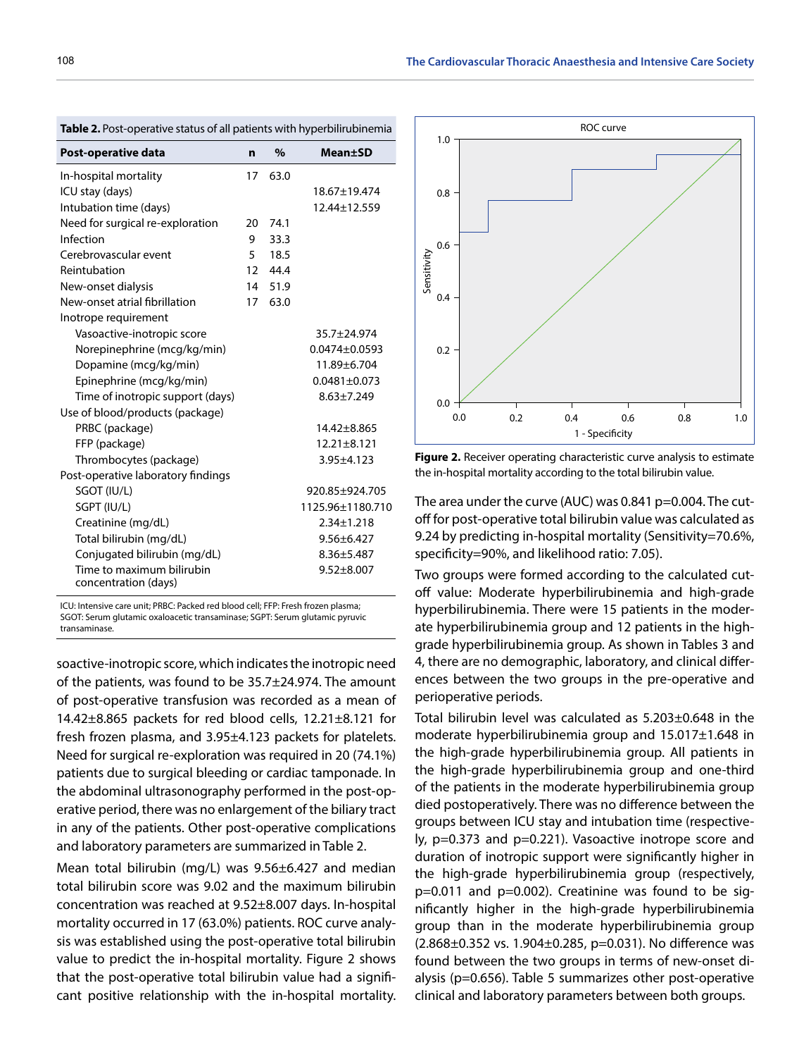**Table 2.** Post-operative status of all patients with hyperbilirubinemia

| Post-operative data | n | % | Mean±SD |
|---|---|---|---|
| In-hospital mortality | 17 | 63.0 | |
| ICU stay (days) | | | 18.67±19.474 |
| Intubation time (days) | | | 12.44±12.559 |
| Need for surgical re-exploration | 20 | 74.1 | |
| Infection | 9 | 33.3 | |
| Cerebrovascular event | 5 | 18.5 | |
| Reintubation | 12 | 44.4 | |
| New-onset dialysis | 14 | 51.9 | |
| New-onset atrial fibrillation | 17 | 63.0 | |
| Inotrope requirement | | | |
| Vasoactive-inotropic score | | | 35.7±24.974 |
| Norepinephrine (mcg/kg/min) | | | 0.0474±0.0593 |
| Dopamine (mcg/kg/min) | | | 11.89±6.704 |
| Epinephrine (mcg/kg/min) | | | 0.0481±0.073 |
| Time of inotropic support (days) | | | 8.63±7.249 |
| Use of blood/products (package) | | | |
| PRBC (package) | | | 14.42±8.865 |
| FFP (package) | | | 12.21±8.121 |
| Thrombocytes (package) | | | 3.95±4.123 |
| Post-operative laboratory findings | | | |
| SGOT (IU/L) | | | 920.85±924.705 |
| SGPT (IU/L) | | | 1125.96±1180.710 |
| Creatinine (mg/dL) | | | 2.34±1.218 |
| Total bilirubin (mg/dL) | | | 9.56±6.427 |
| Conjugated bilirubin (mg/dL) | | | 8.36±5.487 |
| Time to maximum bilirubin concentration (days) | | | 9.52±8.007 |

ICU: Intensive care unit; PRBC: Packed red blood cell; FFP: Fresh frozen plasma; SGOT: Serum glutamic oxaloacetic transaminase; SGPT: Serum glutamic pyruvic transaminase.

soactive-inotropic score, which indicates the inotropic need of the patients, was found to be 35.7±24.974. The amount of post-operative transfusion was recorded as a mean of 14.42±8.865 packets for red blood cells, 12.21±8.121 for fresh frozen plasma, and 3.95±4.123 packets for platelets. Need for surgical re-exploration was required in 20 (74.1%) patients due to surgical bleeding or cardiac tamponade. In the abdominal ultrasonography performed in the post-operative period, there was no enlargement of the biliary tract in any of the patients. Other post-operative complications and laboratory parameters are summarized in Table 2.

Mean total bilirubin (mg/L) was 9.56±6.427 and median total bilirubin score was 9.02 and the maximum bilirubin concentration was reached at 9.52±8.007 days. In-hospital mortality occurred in 17 (63.0%) patients. ROC curve analysis was established using the post-operative total bilirubin value to predict the in-hospital mortality. Figure 2 shows that the post-operative total bilirubin value had a significant positive relationship with the in-hospital mortality.

**Figure 2.** Receiver operating characteristic curve analysis to estimate the in-hospital mortality according to the total bilirubin value.

The area under the curve (AUC) was 0.841 p=0.004. The cut-off for post-operative total bilirubin value was calculated as 9.24 by predicting in-hospital mortality (Sensitivity=70.6%, specificity=90%, and likelihood ratio: 7.05).

Two groups were formed according to the calculated cut-off value: Moderate hyperbilirubinemia and high-grade hyperbilirubinemia. There were 15 patients in the moderate hyperbilirubinemia group and 12 patients in the high-grade hyperbilirubinemia group. As shown in Tables 3 and 4, there are no demographic, laboratory, and clinical differences between the two groups in the pre-operative and perioperative periods.

Total bilirubin level was calculated as 5.203±0.648 in the moderate hyperbilirubinemia group and 15.017±1.648 in the high-grade hyperbilirubinemia group. All patients in the high-grade hyperbilirubinemia group and one-third of the patients in the moderate hyperbilirubinemia group died postoperatively. There was no difference between the groups between ICU stay and intubation time (respectively, p=0.373 and p=0.221). Vasoactive inotrope score and duration of inotropic support were significantly higher in the high-grade hyperbilirubinemia group (respectively, p=0.011 and p=0.002). Creatinine was found to be significantly higher in the high-grade hyperbilirubinemia group than in the moderate hyperbilirubinemia group (2.868±0.352 vs. 1.904±0.285, p=0.031). No difference was found between the two groups in terms of new-onset dialysis (p=0.656). Table 5 summarizes other post-operative clinical and laboratory parameters between both groups.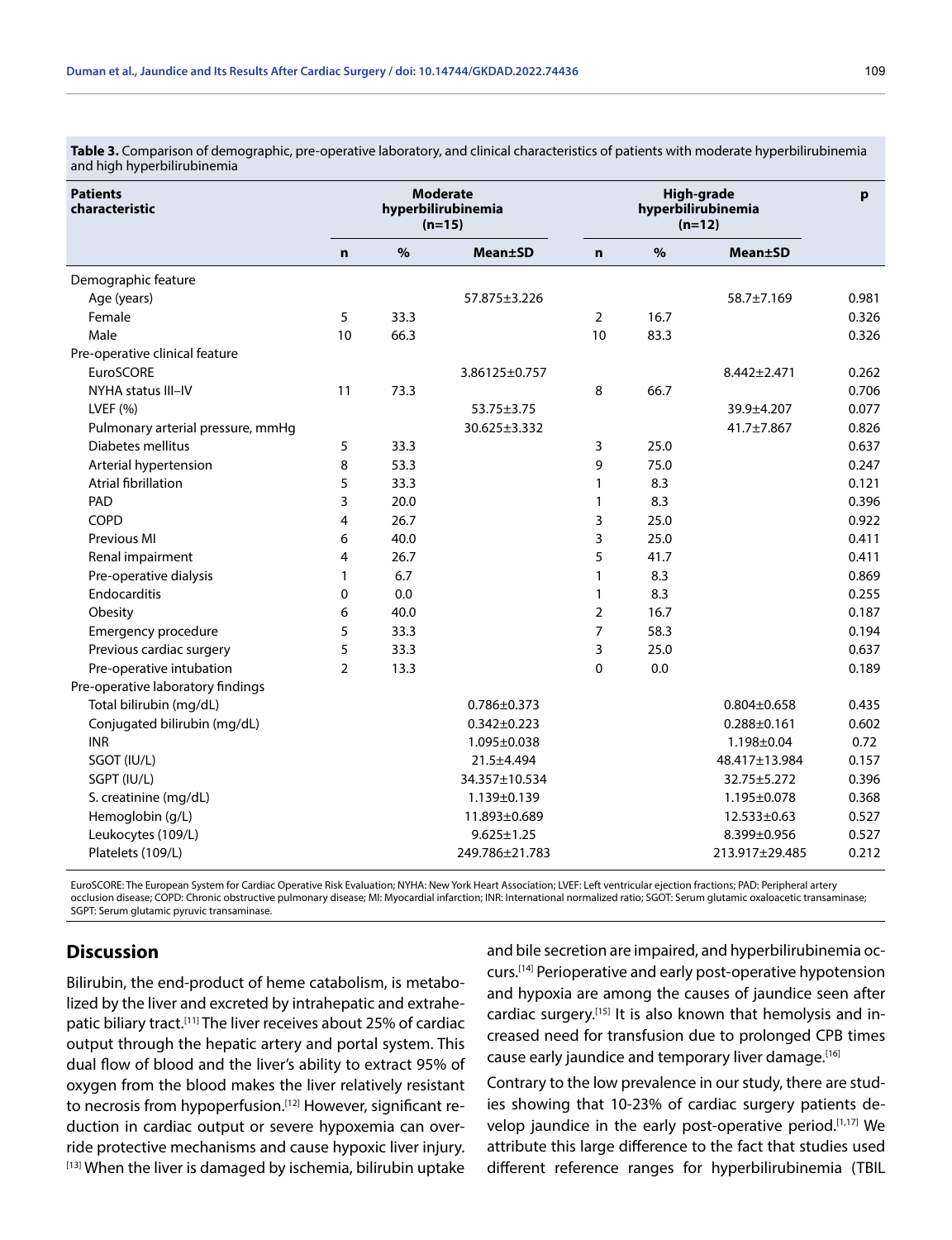**Table 3.** Comparison of demographic, pre-operative laboratory, and clinical characteristics of patients with moderate hyperbilirubinemia and high hyperbilirubinemia

| Patients characteristic | Moderate hyperbilirubinemia (n=15) | | | High-grade hyperbilirubinemia (n=12) | | | p |
|---|---|---|---|---|---|---|---|
| | n | % | Mean±SD | n | % | Mean±SD | |
| Demographic feature | | | | | | | |
| Age (years) | | | 57.875±3.226 | | | 58.7±7.169 | 0.981 |
| Female | 5 | 33.3 | | 2 | 16.7 | | 0.326 |
| Male | 10 | 66.3 | | 10 | 83.3 | | 0.326 |
| Pre-operative clinical feature | | | | | | | |
| EuroSCORE | | | 3.86125±0.757 | | | 8.442±2.471 | 0.262 |
| NYHA status III–IV | 11 | 73.3 | | 8 | 66.7 | | 0.706 |
| LVEF (%) | | | 53.75±3.75 | | | 39.9±4.207 | 0.077 |
| Pulmonary arterial pressure, mmHg | | | 30.625±3.332 | | | 41.7±7.867 | 0.826 |
| Diabetes mellitus | 5 | 33.3 | | 3 | 25.0 | | 0.637 |
| Arterial hypertension | 8 | 53.3 | | 9 | 75.0 | | 0.247 |
| Atrial fibrillation | 5 | 33.3 | | 1 | 8.3 | | 0.121 |
| PAD | 3 | 20.0 | | 1 | 8.3 | | 0.396 |
| COPD | 4 | 26.7 | | 3 | 25.0 | | 0.922 |
| Previous MI | 6 | 40.0 | | 3 | 25.0 | | 0.411 |
| Renal impairment | 4 | 26.7 | | 5 | 41.7 | | 0.411 |
| Pre-operative dialysis | 1 | 6.7 | | 1 | 8.3 | | 0.869 |
| Endocarditis | 0 | 0.0 | | 1 | 8.3 | | 0.255 |
| Obesity | 6 | 40.0 | | 2 | 16.7 | | 0.187 |
| Emergency procedure | 5 | 33.3 | | 7 | 58.3 | | 0.194 |
| Previous cardiac surgery | 5 | 33.3 | | 3 | 25.0 | | 0.637 |
| Pre-operative intubation | 2 | 13.3 | | 0 | 0.0 | | 0.189 |
| Pre-operative laboratory findings | | | | | | | |
| Total bilirubin (mg/dL) | | | 0.786±0.373 | | | 0.804±0.658 | 0.435 |
| Conjugated bilirubin (mg/dL) | | | 0.342±0.223 | | | 0.288±0.161 | 0.602 |
| INR | | | 1.095±0.038 | | | 1.198±0.04 | 0.72 |
| SGOT (IU/L) | | | 21.5±4.494 | | | 48.417±13.984 | 0.157 |
| SGPT (IU/L) | | | 34.357±10.534 | | | 32.75±5.272 | 0.396 |
| S. creatinine (mg/dL) | | | 1.139±0.139 | | | 1.195±0.078 | 0.368 |
| Hemoglobin (g/L) | | | 11.893±0.689 | | | 12.533±0.63 | 0.527 |
| Leukocytes (109/L) | | | 9.625±1.25 | | | 8.399±0.956 | 0.527 |
| Platelets (109/L) | | | 249.786±21.783 | | | 213.917±29.485 | 0.212 |

EuroSCORE: The European System for Cardiac Operative Risk Evaluation; NYHA: New York Heart Association; LVEF: Left ventricular ejection fractions; PAD: Peripheral artery occlusion disease; COPD: Chronic obstructive pulmonary disease; MI: Myocardial infarction; INR: International normalized ratio; SGOT: Serum glutamic oxaloacetic transaminase; SGPT: Serum glutamic pyruvic transaminase.

## Discussion

Bilirubin, the end-product of heme catabolism, is metabolized by the liver and excreted by intrahepatic and extrahepatic biliary tract.[11] The liver receives about 25% of cardiac output through the hepatic artery and portal system. This dual flow of blood and the liver's ability to extract 95% of oxygen from the blood makes the liver relatively resistant to necrosis from hypoperfusion.[12] However, significant reduction in cardiac output or severe hypoxemia can override protective mechanisms and cause hypoxic liver injury.[13] When the liver is damaged by ischemia, bilirubin uptake and bile secretion are impaired, and hyperbilirubinemia occurs.[14] Perioperative and early post-operative hypotension and hypoxia are among the causes of jaundice seen after cardiac surgery.[15] It is also known that hemolysis and increased need for transfusion due to prolonged CPB times cause early jaundice and temporary liver damage.[16]

Contrary to the low prevalence in our study, there are studies showing that 10-23% of cardiac surgery patients develop jaundice in the early post-operative period.[1,17] We attribute this large difference to the fact that studies used different reference ranges for hyperbilirubinemia (TBIL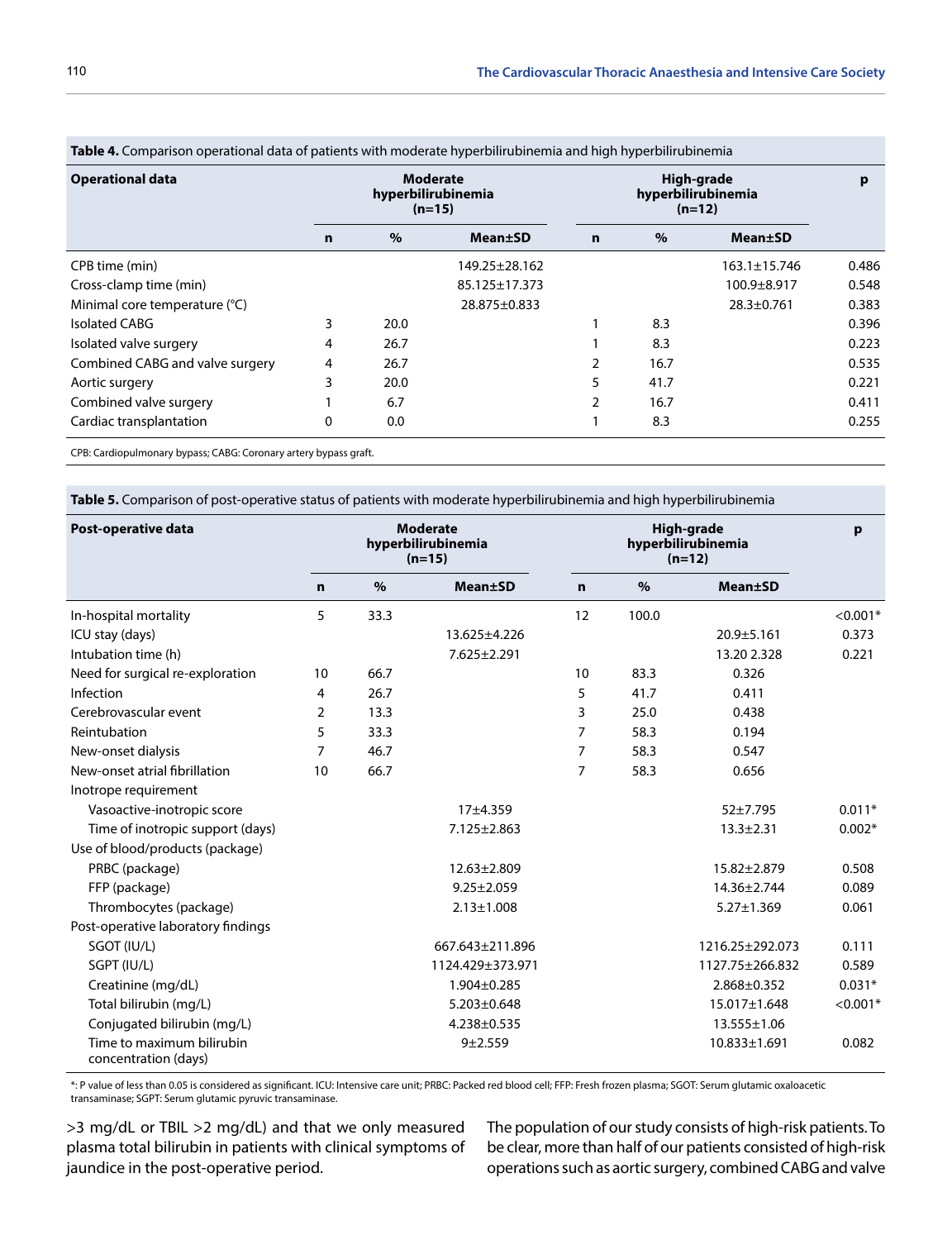**Table 4.** Comparison operational data of patients with moderate hyperbilirubinemia and high hyperbilirubinemia

| Operational data | Moderate hyperbilirubinemia (n=15) | | | High-grade hyperbilirubinemia (n=12) | | | p |
|---|---|---|---|---|---|---|---|
| | n | % | Mean±SD | n | % | Mean±SD | |
| CPB time (min) | | | 149.25±28.162 | | | 163.1±15.746 | 0.486 |
| Cross-clamp time (min) | | | 85.125±17.373 | | | 100.9±8.917 | 0.548 |
| Minimal core temperature (°C) | | | 28.875±0.833 | | | 28.3±0.761 | 0.383 |
| Isolated CABG | 3 | 20.0 | | 1 | 8.3 | | 0.396 |
| Isolated valve surgery | 4 | 26.7 | | 1 | 8.3 | | 0.223 |
| Combined CABG and valve surgery | 4 | 26.7 | | 2 | 16.7 | | 0.535 |
| Aortic surgery | 3 | 20.0 | | 5 | 41.7 | | 0.221 |
| Combined valve surgery | 1 | 6.7 | | 2 | 16.7 | | 0.411 |
| Cardiac transplantation | 0 | 0.0 | | 1 | 8.3 | | 0.255 |

CPB: Cardiopulmonary bypass; CABG: Coronary artery bypass graft.

**Table 5.** Comparison of post-operative status of patients with moderate hyperbilirubinemia and high hyperbilirubinemia

| Post-operative data | Moderate hyperbilirubinemia (n=15) | | | High-grade hyperbilirubinemia (n=12) | | | p |
|---|---|---|---|---|---|---|---|
| | n | % | Mean±SD | n | % | Mean±SD | |
| In-hospital mortality | 5 | 33.3 | | 12 | 100.0 | | <0.001* |
| ICU stay (days) | | | 13.625±4.226 | | | 20.9±5.161 | 0.373 |
| Intubation time (h) | | | 7.625±2.291 | | | 13.20 2.328 | 0.221 |
| Need for surgical re-exploration | 10 | 66.7 | | 10 | 83.3 | 0.326 | |
| Infection | 4 | 26.7 | | 5 | 41.7 | 0.411 | |
| Cerebrovascular event | 2 | 13.3 | | 3 | 25.0 | 0.438 | |
| Reintubation | 5 | 33.3 | | 7 | 58.3 | 0.194 | |
| New-onset dialysis | 7 | 46.7 | | 7 | 58.3 | 0.547 | |
| New-onset atrial fibrillation | 10 | 66.7 | | 7 | 58.3 | 0.656 | |
| Inotrope requirement | | | | | | | |
| Vasoactive-inotropic score | | | 17±4.359 | | | 52±7.795 | 0.011* |
| Time of inotropic support (days) | | | 7.125±2.863 | | | 13.3±2.31 | 0.002* |
| Use of blood/products (package) | | | | | | | |
| PRBC (package) | | | 12.63±2.809 | | | 15.82±2.879 | 0.508 |
| FFP (package) | | | 9.25±2.059 | | | 14.36±2.744 | 0.089 |
| Thrombocytes (package) | | | 2.13±1.008 | | | 5.27±1.369 | 0.061 |
| Post-operative laboratory findings | | | | | | | |
| SGOT (IU/L) | | | 667.643±211.896 | | | 1216.25±292.073 | 0.111 |
| SGPT (IU/L) | | | 1124.429±373.971 | | | 1127.75±266.832 | 0.589 |
| Creatinine (mg/dL) | | | 1.904±0.285 | | | 2.868±0.352 | 0.031* |
| Total bilirubin (mg/L) | | | 5.203±0.648 | | | 15.017±1.648 | <0.001* |
| Conjugated bilirubin (mg/L) | | | 4.238±0.535 | | | 13.555±1.06 | |
| Time to maximum bilirubin concentration (days) | | | 9±2.559 | | | 10.833±1.691 | 0.082 |

*: P value of less than 0.05 is considered as significant. ICU: Intensive care unit; PRBC: Packed red blood cell; FFP: Fresh frozen plasma; SGOT: Serum glutamic oxaloacetic transaminase; SGPT: Serum glutamic pyruvic transaminase.

>3 mg/dL or TBIL >2 mg/dL) and that we only measured plasma total bilirubin in patients with clinical symptoms of jaundice in the post-operative period.

The population of our study consists of high-risk patients. To be clear, more than half of our patients consisted of high-risk operations such as aortic surgery, combined CABG and valve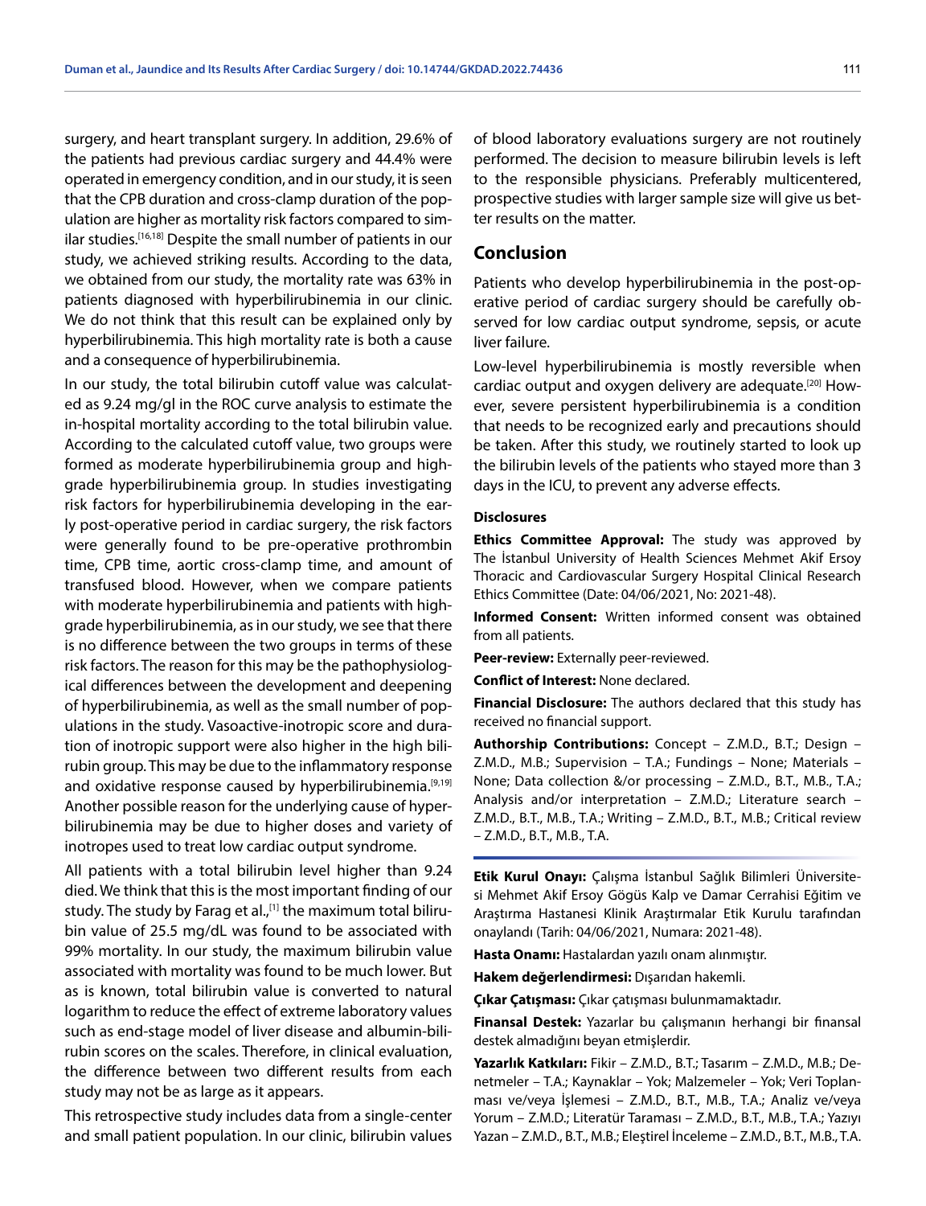surgery, and heart transplant surgery. In addition, 29.6% of the patients had previous cardiac surgery and 44.4% were operated in emergency condition, and in our study, it is seen that the CPB duration and cross-clamp duration of the population are higher as mortality risk factors compared to similar studies.[16,18] Despite the small number of patients in our study, we achieved striking results. According to the data, we obtained from our study, the mortality rate was 63% in patients diagnosed with hyperbilirubinemia in our clinic. We do not think that this result can be explained only by hyperbilirubinemia. This high mortality rate is both a cause and a consequence of hyperbilirubinemia.

In our study, the total bilirubin cutoff value was calculated as 9.24 mg/gl in the ROC curve analysis to estimate the in-hospital mortality according to the total bilirubin value. According to the calculated cutoff value, two groups were formed as moderate hyperbilirubinemia group and high-grade hyperbilirubinemia group. In studies investigating risk factors for hyperbilirubinemia developing in the early post-operative period in cardiac surgery, the risk factors were generally found to be pre-operative prothrombin time, CPB time, aortic cross-clamp time, and amount of transfused blood. However, when we compare patients with moderate hyperbilirubinemia and patients with high-grade hyperbilirubinemia, as in our study, we see that there is no difference between the two groups in terms of these risk factors. The reason for this may be the pathophysiological differences between the development and deepening of hyperbilirubinemia, as well as the small number of populations in the study. Vasoactive-inotropic score and duration of inotropic support were also higher in the high bilirubin group. This may be due to the inflammatory response and oxidative response caused by hyperbilirubinemia.[9,19] Another possible reason for the underlying cause of hyperbilirubinemia may be due to higher doses and variety of inotropes used to treat low cardiac output syndrome.

All patients with a total bilirubin level higher than 9.24 died. We think that this is the most important finding of our study. The study by Farag et al.,[1] the maximum total bilirubin value of 25.5 mg/dL was found to be associated with 99% mortality. In our study, the maximum bilirubin value associated with mortality was found to be much lower. But as is known, total bilirubin value is converted to natural logarithm to reduce the effect of extreme laboratory values such as end-stage model of liver disease and albumin-bilirubin scores on the scales. Therefore, in clinical evaluation, the difference between two different results from each study may not be as large as it appears.

This retrospective study includes data from a single-center and small patient population. In our clinic, bilirubin values of blood laboratory evaluations surgery are not routinely performed. The decision to measure bilirubin levels is left to the responsible physicians. Preferably multicentered, prospective studies with larger sample size will give us better results on the matter.

## Conclusion

Patients who develop hyperbilirubinemia in the post-operative period of cardiac surgery should be carefully observed for low cardiac output syndrome, sepsis, or acute liver failure.

Low-level hyperbilirubinemia is mostly reversible when cardiac output and oxygen delivery are adequate.[20] However, severe persistent hyperbilirubinemia is a condition that needs to be recognized early and precautions should be taken. After this study, we routinely started to look up the bilirubin levels of the patients who stayed more than 3 days in the ICU, to prevent any adverse effects.

### Disclosures

**Ethics Committee Approval:** The study was approved by The İstanbul University of Health Sciences Mehmet Akif Ersoy Thoracic and Cardiovascular Surgery Hospital Clinical Research Ethics Committee (Date: 04/06/2021, No: 2021-48).

**Informed Consent:** Written informed consent was obtained from all patients.

**Peer-review:** Externally peer-reviewed.

**Conflict of Interest:** None declared.

**Financial Disclosure:** The authors declared that this study has received no financial support.

**Authorship Contributions:** Concept – Z.M.D., B.T.; Design – Z.M.D., M.B.; Supervision – T.A.; Fundings – None; Materials – None; Data collection &/or processing – Z.M.D., B.T., M.B., T.A.; Analysis and/or interpretation – Z.M.D.; Literature search – Z.M.D., B.T., M.B., T.A.; Writing – Z.M.D., B.T., M.B.; Critical review – Z.M.D., B.T., M.B., T.A.

**Etik Kurul Onayı:** Çalışma İstanbul Sağlık Bilimleri Üniversitesi Mehmet Akif Ersoy Göğüs Kalp ve Damar Cerrahisi Eğitim ve Araştırma Hastanesi Klinik Araştırmalar Etik Kurulu tarafından onaylandı (Tarih: 04/06/2021, Numara: 2021-48).

**Hasta Onamı:** Hastalardan yazılı onam alınmıştır.

**Hakem değerlendirmesi:** Dışarıdan hakemli.

**Çıkar Çatışması:** Çıkar çatışması bulunmamaktadır.

**Finansal Destek:** Yazarlar bu çalışmanın herhangi bir finansal destek almadığını beyan etmişlerdir.

**Yazarlık Katkıları:** Fikir – Z.M.D., B.T.; Tasarım – Z.M.D., M.B.; Denetmeler – T.A.; Kaynaklar – Yok; Malzemeler – Yok; Veri Toplanması ve/veya İşlemesi – Z.M.D., B.T., M.B., T.A.; Analiz ve/veya Yorum – Z.M.D.; Literatür Taraması – Z.M.D., B.T., M.B., T.A.; Yazıyı Yazan – Z.M.D., B.T., M.B.; Eleştirel İnceleme – Z.M.D., B.T., M.B., T.A.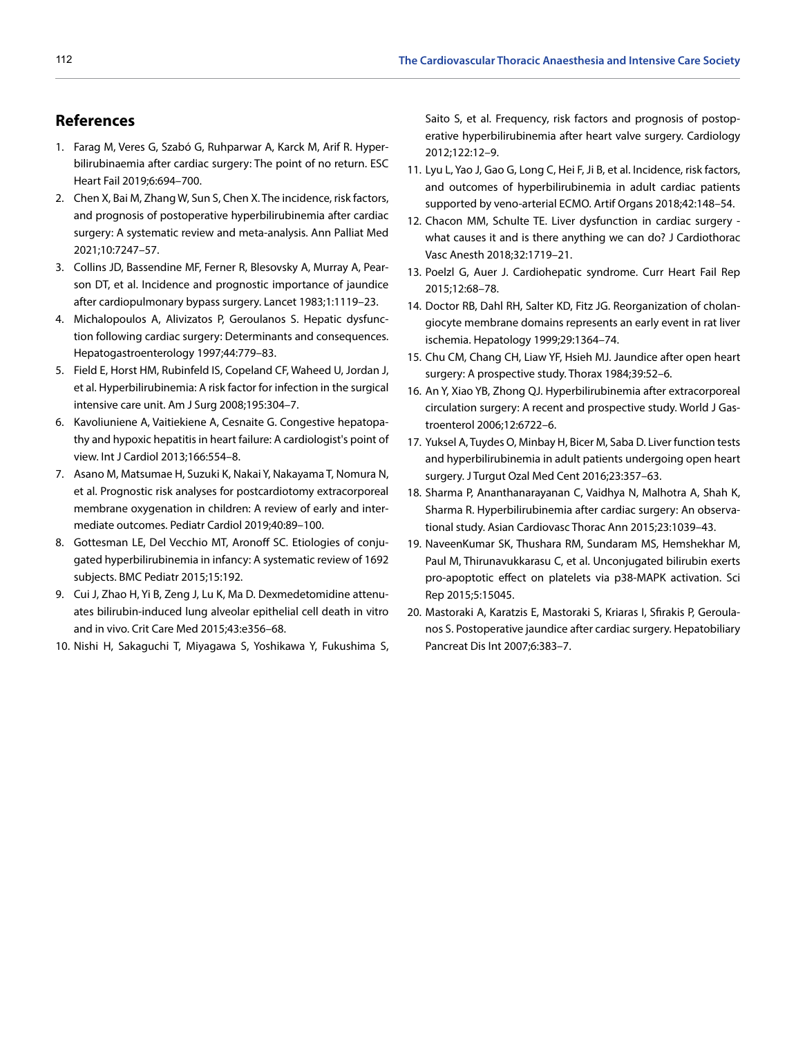## References

1. Farag M, Veres G, Szabó G, Ruhparwar A, Karck M, Arif R. Hyperbilirubinaemia after cardiac surgery: The point of no return. ESC Heart Fail 2019;6:694–700.
2. Chen X, Bai M, Zhang W, Sun S, Chen X. The incidence, risk factors, and prognosis of postoperative hyperbilirubinemia after cardiac surgery: A systematic review and meta-analysis. Ann Palliat Med 2021;10:7247–57.
3. Collins JD, Bassendine MF, Ferner R, Blesovsky A, Murray A, Pearson DT, et al. Incidence and prognostic importance of jaundice after cardiopulmonary bypass surgery. Lancet 1983;1:1119–23.
4. Michalopoulos A, Alivizatos P, Geroulanos S. Hepatic dysfunction following cardiac surgery: Determinants and consequences. Hepatogastroenterology 1997;44:779–83.
5. Field E, Horst HM, Rubinfeld IS, Copeland CF, Waheed U, Jordan J, et al. Hyperbilirubinemia: A risk factor for infection in the surgical intensive care unit. Am J Surg 2008;195:304–7.
6. Kavoliuniene A, Vaitiekiene A, Cesnaite G. Congestive hepatopathy and hypoxic hepatitis in heart failure: A cardiologist's point of view. Int J Cardiol 2013;166:554–8.
7. Asano M, Matsumae H, Suzuki K, Nakai Y, Nakayama T, Nomura N, et al. Prognostic risk analyses for postcardiotomy extracorporeal membrane oxygenation in children: A review of early and intermediate outcomes. Pediatr Cardiol 2019;40:89–100.
8. Gottesman LE, Del Vecchio MT, Aronoff SC. Etiologies of conjugated hyperbilirubinemia in infancy: A systematic review of 1692 subjects. BMC Pediatr 2015;15:192.
9. Cui J, Zhao H, Yi B, Zeng J, Lu K, Ma D. Dexmedetomidine attenuates bilirubin-induced lung alveolar epithelial cell death in vitro and in vivo. Crit Care Med 2015;43:e356–68.
10. Nishi H, Sakaguchi T, Miyagawa S, Yoshikawa Y, Fukushima S, Saito S, et al. Frequency, risk factors and prognosis of postoperative hyperbilirubinemia after heart valve surgery. Cardiology 2012;122:12–9.
11. Lyu L, Yao J, Gao G, Long C, Hei F, Ji B, et al. Incidence, risk factors, and outcomes of hyperbilirubinemia in adult cardiac patients supported by veno-arterial ECMO. Artif Organs 2018;42:148–54.
12. Chacon MM, Schulte TE. Liver dysfunction in cardiac surgery - what causes it and is there anything we can do? J Cardiothorac Vasc Anesth 2018;32:1719–21.
13. Poelzl G, Auer J. Cardiohepatic syndrome. Curr Heart Fail Rep 2015;12:68–78.
14. Doctor RB, Dahl RH, Salter KD, Fitz JG. Reorganization of cholangiocyte membrane domains represents an early event in rat liver ischemia. Hepatology 1999;29:1364–74.
15. Chu CM, Chang CH, Liaw YF, Hsieh MJ. Jaundice after open heart surgery: A prospective study. Thorax 1984;39:52–6.
16. An Y, Xiao YB, Zhong QJ. Hyperbilirubinemia after extracorporeal circulation surgery: A recent and prospective study. World J Gastroenterol 2006;12:6722–6.
17. Yuksel A, Tuydes O, Minbay H, Bicer M, Saba D. Liver function tests and hyperbilirubinemia in adult patients undergoing open heart surgery. J Turgut Ozal Med Cent 2016;23:357–63.
18. Sharma P, Ananthanarayanan C, Vaidhya N, Malhotra A, Shah K, Sharma R. Hyperbilirubinemia after cardiac surgery: An observational study. Asian Cardiovasc Thorac Ann 2015;23:1039–43.
19. NaveenKumar SK, Thushara RM, Sundaram MS, Hemshekhar M, Paul M, Thirunavukkarasu C, et al. Unconjugated bilirubin exerts pro-apoptotic effect on platelets via p38-MAPK activation. Sci Rep 2015;5:15045.
20. Mastoraki A, Karatzis E, Mastoraki S, Kriaras I, Sfirakis P, Geroulanos S. Postoperative jaundice after cardiac surgery. Hepatobiliary Pancreat Dis Int 2007;6:383–7.